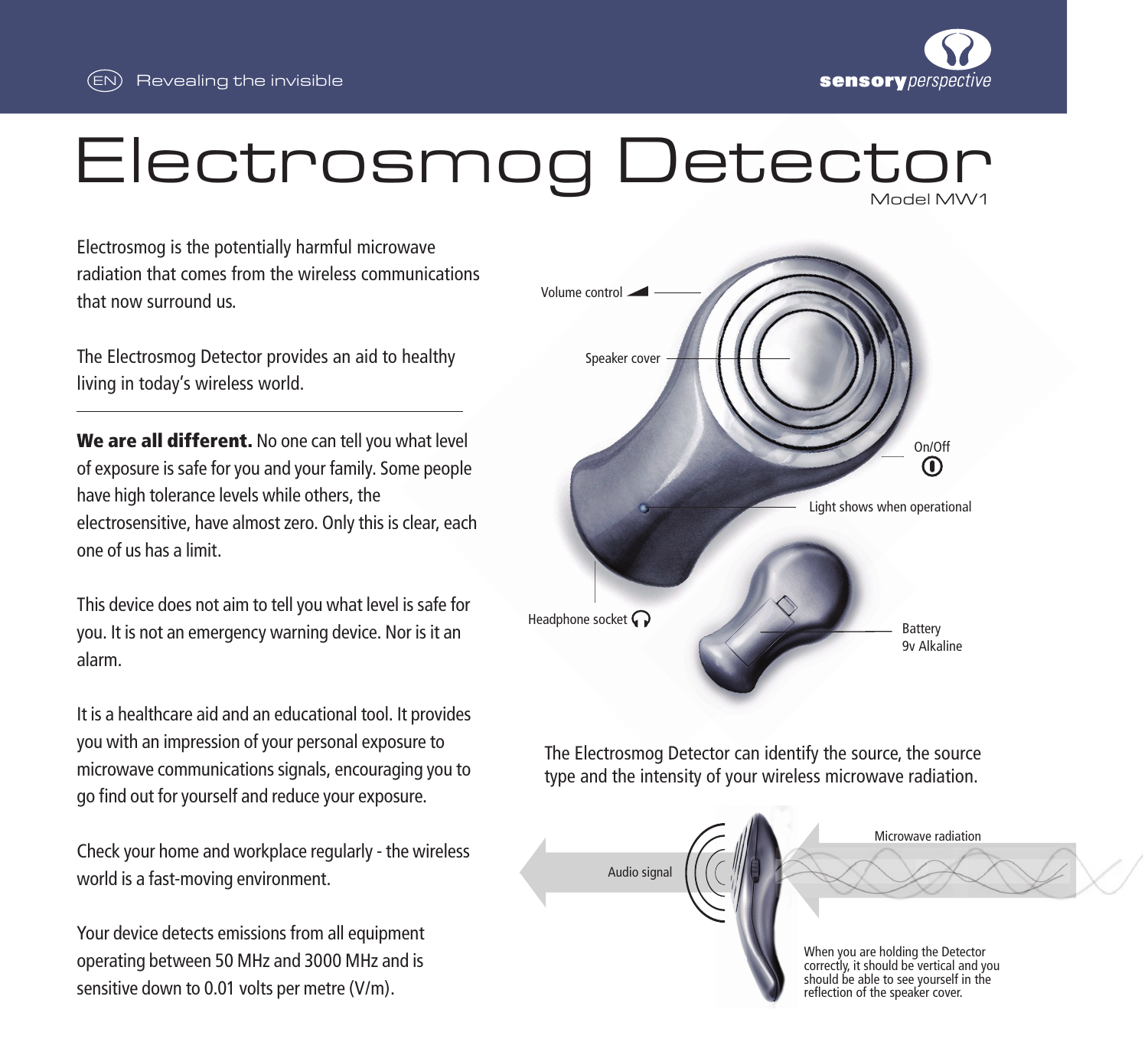EN Revealing the invisible

**sensory**perspective

# Electrosmog Detector

Model MW1

Electrosmog is the potentially harmful microwave radiation that comes from the wireless communications that now surround us.

The Electrosmog Detector provides an aid to healthy living in today's wireless world.

---

**We are all different.** No one can tell you what level of exposure is safe for you and your family. Some people have high tolerance levels while others, the electrosensitive, have almost zero. Only this is clear, each one of us has a limit.

This device does not aim to tell you what level is safe for you. It is not an emergency warning device. Nor is it an alarm.

It is a healthcare aid and an educational tool. It provides you with an impression of your personal exposure to microwave communications signals, encouraging you to go find out for yourself and reduce your exposure.

Check your home and workplace regularly - the wireless world is a fast-moving environment.

Your device detects emissions from all equipment operating between 50 MHz and 3000 MHz and is sensitive down to 0.01 volts per metre (V/m).

Volume control

Speaker cover

On/Off

Light shows when operational

Headphone socket

Battery
9v Alkaline

The Electrosmog Detector can identify the source, the source type and the intensity of your wireless microwave radiation.

Audio signal

Microwave radiation

When you are holding the Detector correctly, it should be vertical and you should be able to see yourself in the reflection of the speaker cover.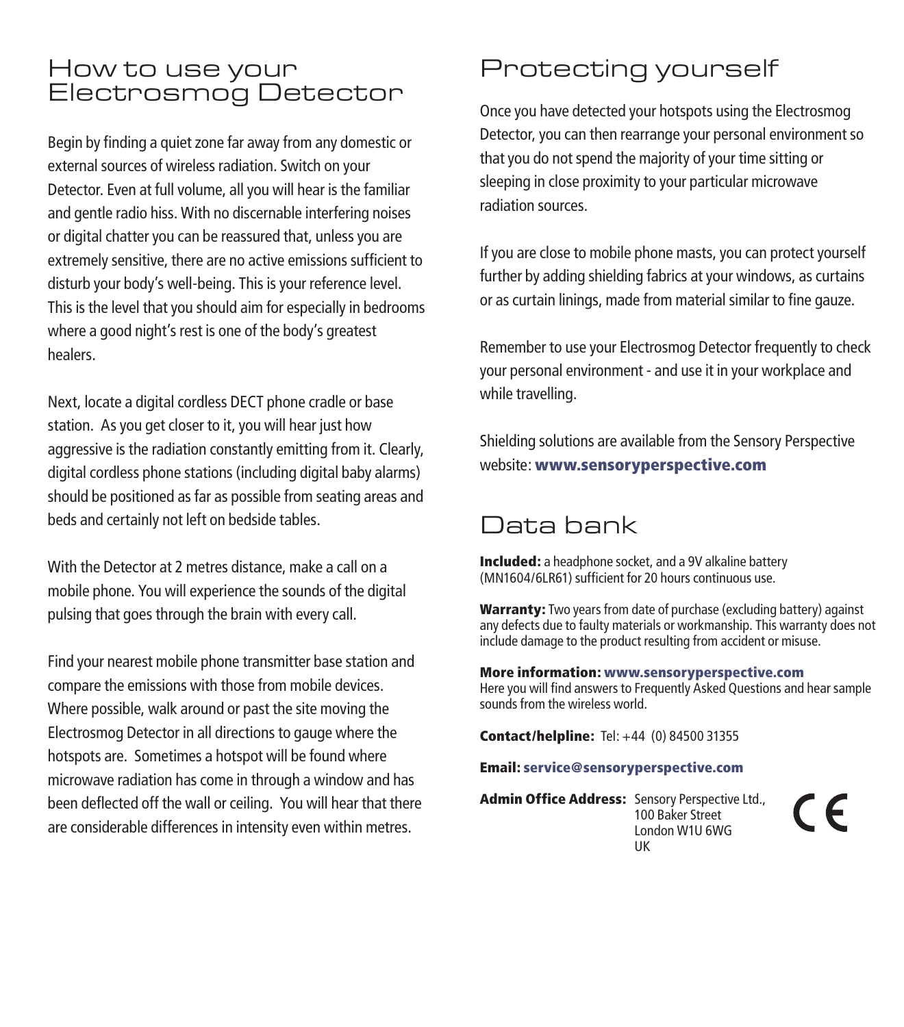## How to use your Electrosmog Detector

Begin by finding a quiet zone far away from any domestic or external sources of wireless radiation. Switch on your Detector. Even at full volume, all you will hear is the familiar and gentle radio hiss. With no discernable interfering noises or digital chatter you can be reassured that, unless you are extremely sensitive, there are no active emissions sufficient to disturb your body's well-being. This is your reference level. This is the level that you should aim for especially in bedrooms where a good night's rest is one of the body's greatest healers.

Next, locate a digital cordless DECT phone cradle or base station. As you get closer to it, you will hear just how aggressive is the radiation constantly emitting from it. Clearly, digital cordless phone stations (including digital baby alarms) should be positioned as far as possible from seating areas and beds and certainly not left on bedside tables.

With the Detector at 2 metres distance, make a call on a mobile phone. You will experience the sounds of the digital pulsing that goes through the brain with every call.

Find your nearest mobile phone transmitter base station and compare the emissions with those from mobile devices. Where possible, walk around or past the site moving the Electrosmog Detector in all directions to gauge where the hotspots are. Sometimes a hotspot will be found where microwave radiation has come in through a window and has been deflected off the wall or ceiling. You will hear that there are considerable differences in intensity even within metres.

## Protecting yourself

Once you have detected your hotspots using the Electrosmog Detector, you can then rearrange your personal environment so that you do not spend the majority of your time sitting or sleeping in close proximity to your particular microwave radiation sources.

If you are close to mobile phone masts, you can protect yourself further by adding shielding fabrics at your windows, as curtains or as curtain linings, made from material similar to fine gauze.

Remember to use your Electrosmog Detector frequently to check your personal environment - and use it in your workplace and while travelling.

Shielding solutions are available from the Sensory Perspective website: **www.sensoryperspective.com**

## Data bank

**Included:** a headphone socket, and a 9V alkaline battery (MN1604/6LR61) sufficient for 20 hours continuous use.

**Warranty:** Two years from date of purchase (excluding battery) against any defects due to faulty materials or workmanship. This warranty does not include damage to the product resulting from accident or misuse.

**More information: www.sensoryperspective.com**
Here you will find answers to Frequently Asked Questions and hear sample sounds from the wireless world.

**Contact/helpline:** Tel: +44 (0) 84500 31355

**Email: service@sensoryperspective.com**

**Admin Office Address:** Sensory Perspective Ltd.,
100 Baker Street
London W1U 6WG
UK

CE